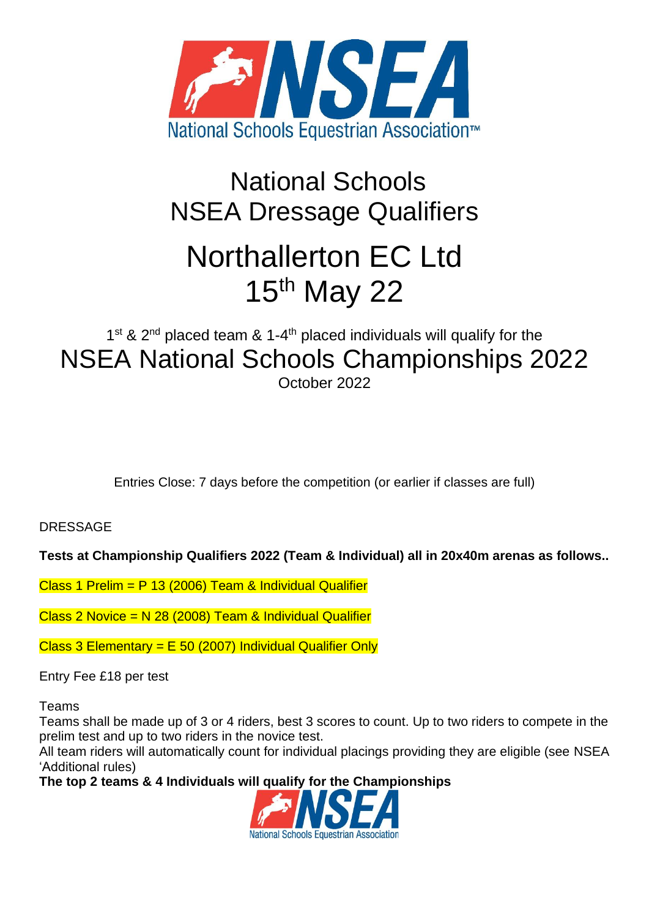# National Schools NSEA Dressage Qualifiers

# Northallerton EC Ltd

# 15th May 22

1st & 2nd placed team & 1-4th placed individuals will qualify for the

## NSEA National Schools Championships 2022

October 2022

Entries Close: 7 days before the competition (or earlier if classes are full)

DRESSAGE

**Tests at Championship Qualifiers 2022 (Team & Individual) all in 20x40m arenas as follows..**

Class 1 Prelim = P 13 (2006) Team & Individual Qualifier

Class 2 Novice = N 28 (2008) Team & Individual Qualifier

Class 3 Elementary = E 50 (2007) Individual Qualifier Only

Entry Fee £18 per test

Teams

Teams shall be made up of 3 or 4 riders, best 3 scores to count. Up to two riders to compete in the prelim test and up to two riders in the novice test.

All team riders will automatically count for individual placings providing they are eligible (see NSEA 'Additional rules)

**The top 2 teams & 4 Individuals will qualify for the Championships**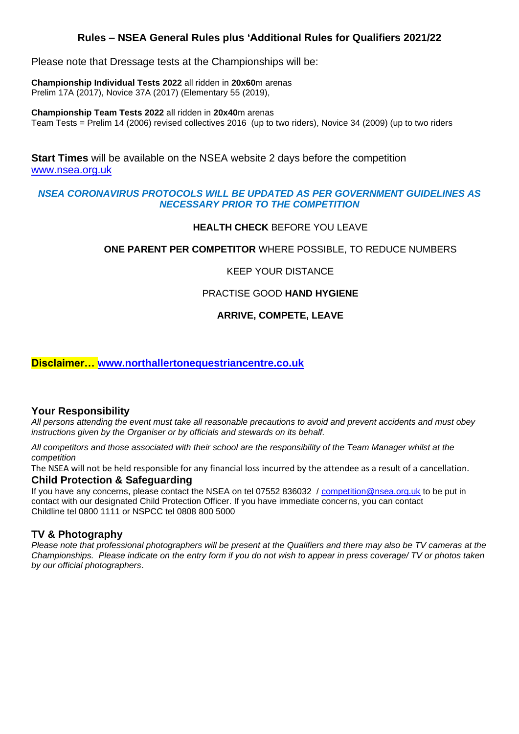## Rules – NSEA General Rules plus 'Additional Rules for Qualifiers 2021/22

Please note that Dressage tests at the Championships will be:

**Championship Individual Tests 2022** all ridden in **20x60**m arenas
Prelim 17A (2017), Novice 37A (2017) (Elementary 55 (2019),

**Championship Team Tests 2022** all ridden in **20x40**m arenas
Team Tests = Prelim 14 (2006) revised collectives 2016 (up to two riders), Novice 34 (2009) (up to two riders

**Start Times** will be available on the NSEA website 2 days before the competition
www.nsea.org.uk

***NSEA CORONAVIRUS PROTOCOLS WILL BE UPDATED AS PER GOVERNMENT GUIDELINES AS NECESSARY PRIOR TO THE COMPETITION***

**HEALTH CHECK** BEFORE YOU LEAVE

**ONE PARENT PER COMPETITOR** WHERE POSSIBLE, TO REDUCE NUMBERS

KEEP YOUR DISTANCE

PRACTISE GOOD **HAND HYGIENE**

**ARRIVE, COMPETE, LEAVE**

**Disclaimer… www.northallertonequestriancentre.co.uk**

### Your Responsibility

*All persons attending the event must take all reasonable precautions to avoid and prevent accidents and must obey instructions given by the Organiser or by officials and stewards on its behalf.*

*All competitors and those associated with their school are the responsibility of the Team Manager whilst at the competition*

The NSEA will not be held responsible for any financial loss incurred by the attendee as a result of a cancellation.

### Child Protection & Safeguarding

If you have any concerns, please contact the NSEA on tel 07552 836032 / competition@nsea.org.uk to be put in contact with our designated Child Protection Officer. If you have immediate concerns, you can contact Childline tel 0800 1111 or NSPCC tel 0808 800 5000

### TV & Photography

*Please note that professional photographers will be present at the Qualifiers and there may also be TV cameras at the Championships. Please indicate on the entry form if you do not wish to appear in press coverage/ TV or photos taken by our official photographers*.